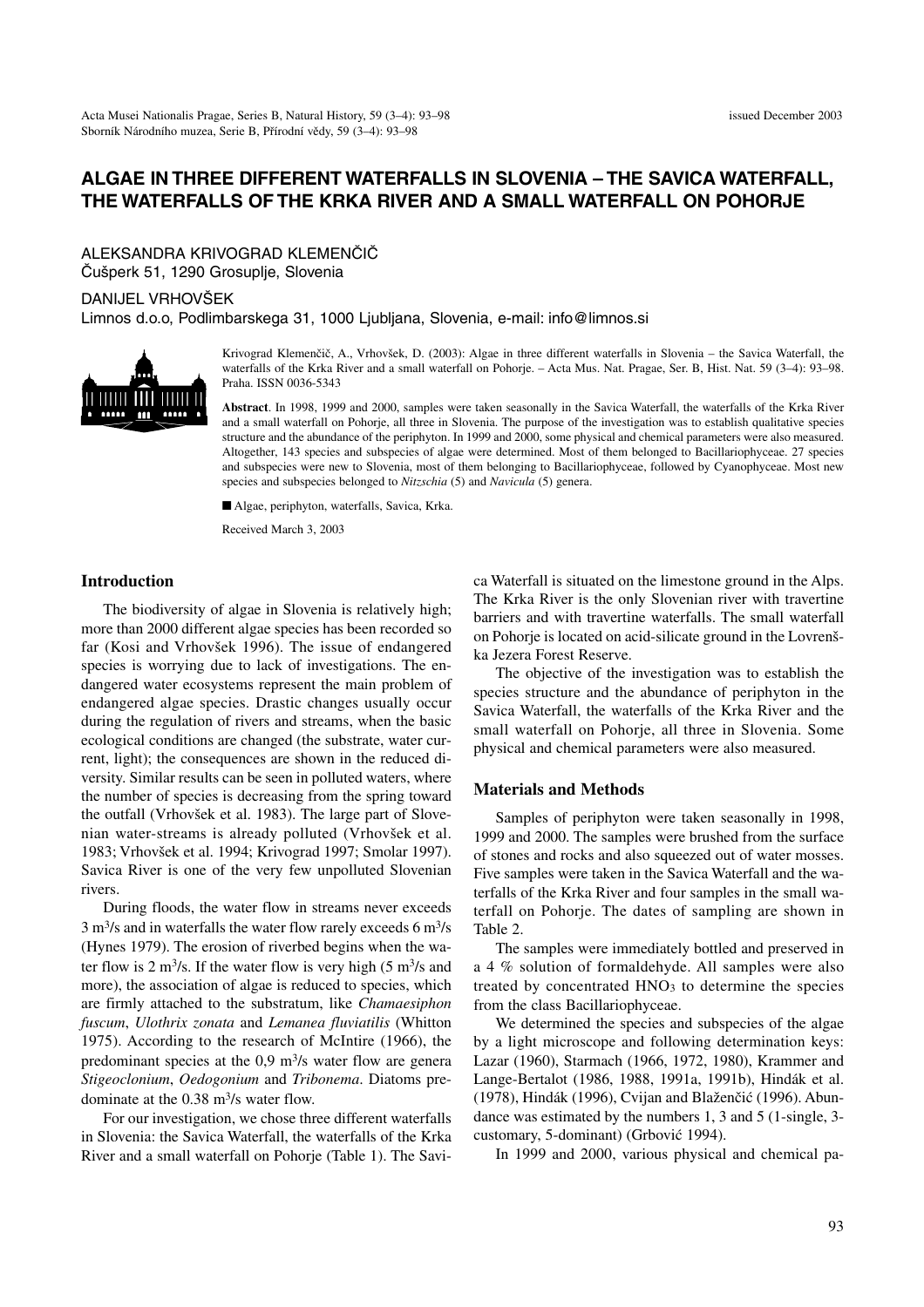# ALGAE IN THREE DIFFERENT WATERFALLS IN SLOVENIA – THE SAVICA WATERFALL, THE WATERFALLS OF THE KRKA RIVER AND A SMALL WATERFALL ON POHORJE

ALEKSANDRA KRIVOGRAD KLEMENČIČ
Čušperk 51, 1290 Grosuplje, Slovenia

DANIJEL VRHOVŠEK
Limnos d.o.o, Podlimbarskega 31, 1000 Ljubljana, Slovenia, e-mail: info@limnos.si

Krivograd Klemenčič, A., Vrhovšek, D. (2003): Algae in three different waterfalls in Slovenia – the Savica Waterfall, the waterfalls of the Krka River and a small waterfall on Pohorje. – Acta Mus. Nat. Pragae, Ser. B, Hist. Nat. 59 (3–4): 93–98. Praha. ISSN 0036-5343

**Abstract**. In 1998, 1999 and 2000, samples were taken seasonally in the Savica Waterfall, the waterfalls of the Krka River and a small waterfall on Pohorje, all three in Slovenia. The purpose of the investigation was to establish qualitative species structure and the abundance of the periphyton. In 1999 and 2000, some physical and chemical parameters were also measured. Altogether, 143 species and subspecies of algae were determined. Most of them belonged to Bacillariophyceae. 27 species and subspecies were new to Slovenia, most of them belonging to Bacillariophyceae, followed by Cyanophyceae. Most new species and subspecies belonged to *Nitzschia* (5) and *Navicula* (5) genera.

■ Algae, periphyton, waterfalls, Savica, Krka.

Received March 3, 2003

## Introduction

The biodiversity of algae in Slovenia is relatively high; more than 2000 different algae species has been recorded so far (Kosi and Vrhovšek 1996). The issue of endangered species is worrying due to lack of investigations. The endangered water ecosystems represent the main problem of endangered algae species. Drastic changes usually occur during the regulation of rivers and streams, when the basic ecological conditions are changed (the substrate, water current, light); the consequences are shown in the reduced diversity. Similar results can be seen in polluted waters, where the number of species is decreasing from the spring toward the outfall (Vrhovšek et al. 1983). The large part of Slovenian water-streams is already polluted (Vrhovšek et al. 1983; Vrhovšek et al. 1994; Krivograd 1997; Smolar 1997). Savica River is one of the very few unpolluted Slovenian rivers.

During floods, the water flow in streams never exceeds 3 $m^3$/s and in waterfalls the water flow rarely exceeds 6 $m^3$/s (Hynes 1979). The erosion of riverbed begins when the water flow is 2 $m^3$/s. If the water flow is very high (5 $m^3$/s and more), the association of algae is reduced to species, which are firmly attached to the substratum, like *Chamaesiphon fuscum*, *Ulothrix zonata* and *Lemanea fluviatilis* (Whitton 1975). According to the research of McIntire (1966), the predominant species at the 0,9 $m^3$/s water flow are genera *Stigeoclonium*, *Oedogonium* and *Tribonema*. Diatoms predominate at the 0.38 $m^3$/s water flow.

For our investigation, we chose three different waterfalls in Slovenia: the Savica Waterfall, the waterfalls of the Krka River and a small waterfall on Pohorje (Table 1). The Savica Waterfall is situated on the limestone ground in the Alps. The Krka River is the only Slovenian river with travertine barriers and with travertine waterfalls. The small waterfall on Pohorje is located on acid-silicate ground in the Lovrenška Jezera Forest Reserve.

The objective of the investigation was to establish the species structure and the abundance of periphyton in the Savica Waterfall, the waterfalls of the Krka River and the small waterfall on Pohorje, all three in Slovenia. Some physical and chemical parameters were also measured.

## Materials and Methods

Samples of periphyton were taken seasonally in 1998, 1999 and 2000. The samples were brushed from the surface of stones and rocks and also squeezed out of water mosses. Five samples were taken in the Savica Waterfall and the waterfalls of the Krka River and four samples in the small waterfall on Pohorje. The dates of sampling are shown in Table 2.

The samples were immediately bottled and preserved in a 4 % solution of formaldehyde. All samples were also treated by concentrated $HNO_3$ to determine the species from the class Bacillariophyceae.

We determined the species and subspecies of the algae by a light microscope and following determination keys: Lazar (1960), Starmach (1966, 1972, 1980), Krammer and Lange-Bertalot (1986, 1988, 1991a, 1991b), Hindák et al. (1978), Hindák (1996), Cvijan and Blaženčić (1996). Abundance was estimated by the numbers 1, 3 and 5 (1-single, 3-customary, 5-dominant) (Grbović 1994).

In 1999 and 2000, various physical and chemical pa-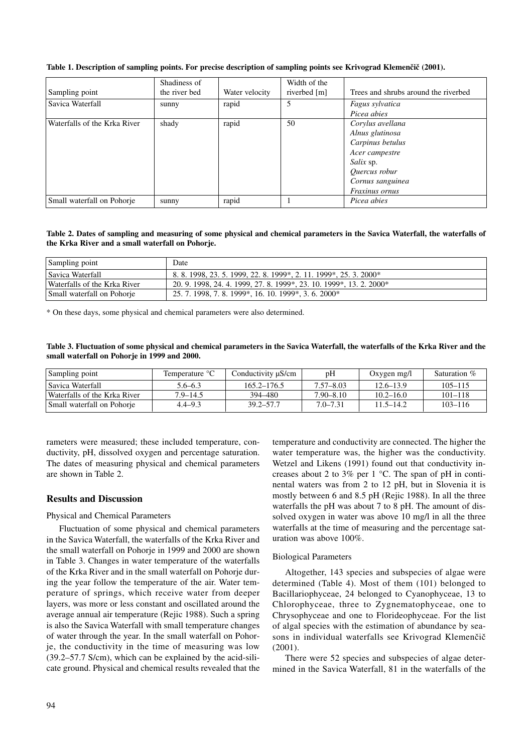**Table 1. Description of sampling points. For precise description of sampling points see Krivograd Klemenčič (2001).**

| Sampling point | Shadiness of the river bed | Water velocity | Width of the riverbed [m] | Trees and shrubs around the riverbed |
|---|---|---|---|---|
| Savica Waterfall | sunny | rapid | 5 | *Fagus sylvatica*<br>*Picea abies* |
| Waterfalls of the Krka River | shady | rapid | 50 | *Corylus avellana*<br>*Alnus glutinosa*<br>*Carpinus betulus*<br>*Acer campestre*<br>*Salix* sp.<br>*Quercus robur*<br>*Cornus sanguinea*<br>*Fraxinus ornus* |
| Small waterfall on Pohorje | sunny | rapid | 1 | *Picea abies* |

**Table 2. Dates of sampling and measuring of some physical and chemical parameters in the Savica Waterfall, the waterfalls of the Krka River and a small waterfall on Pohorje.**

| Sampling point | Date |
|---|---|
| Savica Waterfall | 8. 8. 1998, 23. 5. 1999, 22. 8. 1999*, 2. 11. 1999*, 25. 3. 2000* |
| Waterfalls of the Krka River | 20. 9. 1998, 24. 4. 1999, 27. 8. 1999*, 23. 10. 1999*, 13. 2. 2000* |
| Small waterfall on Pohorje | 25. 7. 1998, 7. 8. 1999*, 16. 10. 1999*, 3. 6. 2000* |

\* On these days, some physical and chemical parameters were also determined.

**Table 3. Fluctuation of some physical and chemical parameters in the Savica Waterfall, the waterfalls of the Krka River and the small waterfall on Pohorje in 1999 and 2000.**

| Sampling point | Temperature °C | Conductivity μS/cm | pH | Oxygen mg/l | Saturation % |
|---|---|---|---|---|---|
| Savica Waterfall | 5.6–6.3 | 165.2–176.5 | 7.57–8.03 | 12.6–13.9 | 105–115 |
| Waterfalls of the Krka River | 7.9–14.5 | 394–480 | 7.90–8.10 | 10.2–16.0 | 101–118 |
| Small waterfall on Pohorje | 4.4–9.3 | 39.2–57.7 | 7.0–7.31 | 11.5–14.2 | 103–116 |

rameters were measured; these included temperature, conductivity, pH, dissolved oxygen and percentage saturation. The dates of measuring physical and chemical parameters are shown in Table 2.

## Results and Discussion

### Physical and Chemical Parameters

Fluctuation of some physical and chemical parameters in the Savica Waterfall, the waterfalls of the Krka River and the small waterfall on Pohorje in 1999 and 2000 are shown in Table 3. Changes in water temperature of the waterfalls of the Krka River and in the small waterfall on Pohorje during the year follow the temperature of the air. Water temperature of springs, which receive water from deeper layers, was more or less constant and oscillated around the average annual air temperature (Rejic 1988). Such a spring is also the Savica Waterfall with small temperature changes of water through the year. In the small waterfall on Pohorje, the conductivity in the time of measuring was low (39.2–57.7 S/cm), which can be explained by the acid-silicate ground. Physical and chemical results revealed that the temperature and conductivity are connected. The higher the water temperature was, the higher was the conductivity. Wetzel and Likens (1991) found out that conductivity increases about 2 to 3% per 1 °C. The span of pH in continental waters was from 2 to 12 pH, but in Slovenia it is mostly between 6 and 8.5 pH (Rejic 1988). In all the three waterfalls the pH was about 7 to 8 pH. The amount of dissolved oxygen in water was above 10 mg/l in all the three waterfalls at the time of measuring and the percentage saturation was above 100%.

### Biological Parameters

Altogether, 143 species and subspecies of algae were determined (Table 4). Most of them (101) belonged to Bacillariophyceae, 24 belonged to Cyanophyceae, 13 to Chlorophyceae, three to Zygnematophyceae, one to Chrysophyceae and one to Florideophyceae. For the list of algal species with the estimation of abundance by seasons in individual waterfalls see Krivograd Klemenčič (2001).

There were 52 species and subspecies of algae determined in the Savica Waterfall, 81 in the waterfalls of the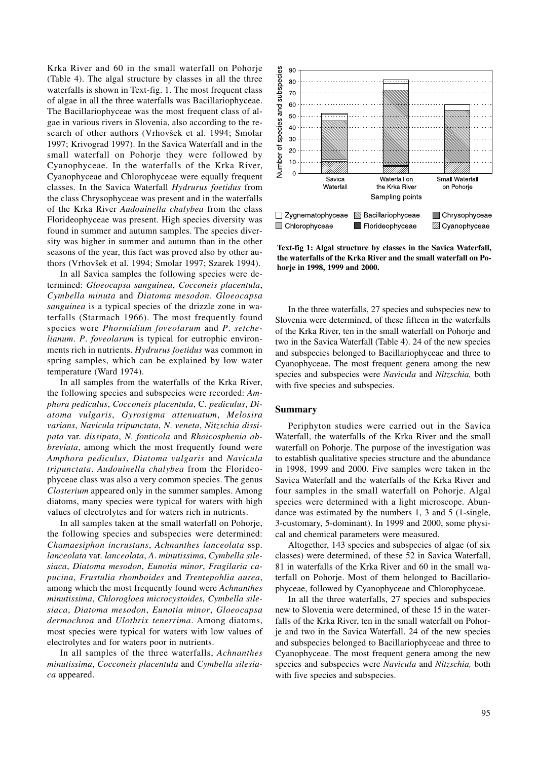Krka River and 60 in the small waterfall on Pohorje (Table 4). The algal structure by classes in all the three waterfalls is shown in Text-fig. 1. The most frequent class of algae in all the three waterfalls was Bacillariophyceae. The Bacillariophyceae was the most frequent class of algae in various rivers in Slovenia, also according to the research of other authors (Vrhovšek et al. 1994; Smolar 1997; Krivograd 1997). In the Savica Waterfall and in the small waterfall on Pohorje they were followed by Cyanophyceae. In the waterfalls of the Krka River, Cyanophyceae and Chlorophyceae were equally frequent classes. In the Savica Waterfall *Hydrurus foetidus* from the class Chrysophyceae was present and in the waterfalls of the Krka River *Audouinella chalybea* from the class Florideophyceae was present. High species diversity was found in summer and autumn samples. The species diversity was higher in summer and autumn than in the other seasons of the year, this fact was proved also by other authors (Vrhovšek et al. 1994; Smolar 1997; Szarek 1994).

In all Savica samples the following species were determined: *Gloeocapsa sanguinea*, *Cocconeis placentula*, *Cymbella minuta* and *Diatoma mesodon*. *Gloeocapsa sanguinea* is a typical species of the drizzle zone in waterfalls (Starmach 1966). The most frequently found species were *Phormidium foveolarum* and *P. setchelianum*. *P. foveolarum* is typical for eutrophic environments rich in nutrients. *Hydrurus foetidus* was common in spring samples, which can be explained by low water temperature (Ward 1974).

In all samples from the waterfalls of the Krka River, the following species and subspecies were recorded: *Amphora pediculus*, *Cocconeis placentula*, C. *pediculus*, *Diatoma vulgaris*, *Gyrosigma attenuatum*, *Melosira varians*, *Navicula tripunctata*, *N. veneta*, *Nitzschia dissipata* var. *dissipata*, *N. fonticola* and *Rhoicosphenia abbreviata*, among which the most frequently found were *Amphora pediculus*, *Diatoma vulgaris* and *Navicula tripunctata*. *Audouinella chalybea* from the Florideophyceae class was also a very common species. The genus *Closterium* appeared only in the summer samples. Among diatoms, many species were typical for waters with high values of electrolytes and for waters rich in nutrients.

In all samples taken at the small waterfall on Pohorje, the following species and subspecies were determined: *Chamaesiphon incrustans*, *Achnanthes lanceolata* ssp. *lanceolata* var. *lanceolata*, *A. minutissima*, *Cymbella silesiaca*, *Diatoma mesodon*, *Eunotia minor*, *Fragilaria capucina*, *Frustulia rhomboides* and *Trentepohlia aurea*, among which the most frequently found were *Achnanthes minutissima*, *Chlorogloea microcystoides*, *Cymbella silesiaca*, *Diatoma mesodon*, *Eunotia minor*, *Gloeocapsa dermochroa* and *Ulothrix tenerrima*. Among diatoms, most species were typical for waters with low values of electrolytes and for waters poor in nutrients.

In all samples of the three waterfalls, *Achnanthes minutissima*, *Cocconeis placentula* and *Cymbella silesiaca* appeared.

**Text-fig 1: Algal structure by classes in the Savica Waterfall, the waterfalls of the Krka River and the small waterfall on Pohorje in 1998, 1999 and 2000.**

In the three waterfalls, 27 species and subspecies new to Slovenia were determined, of these fifteen in the waterfalls of the Krka River, ten in the small waterfall on Pohorje and two in the Savica Waterfall (Table 4). 24 of the new species and subspecies belonged to Bacillariophyceae and three to Cyanophyceae. The most frequent genera among the new species and subspecies were *Navicula* and *Nitzschia,* both with five species and subspecies.

## Summary

Periphyton studies were carried out in the Savica Waterfall, the waterfalls of the Krka River and the small waterfall on Pohorje. The purpose of the investigation was to establish qualitative species structure and the abundance in 1998, 1999 and 2000. Five samples were taken in the Savica Waterfall and the waterfalls of the Krka River and four samples in the small waterfall on Pohorje. Algal species were determined with a light microscope. Abundance was estimated by the numbers 1, 3 and 5 (1-single, 3-customary, 5-dominant). In 1999 and 2000, some physical and chemical parameters were measured.

Altogether, 143 species and subspecies of algae (of six classes) were determined, of these 52 in Savica Waterfall, 81 in waterfalls of the Krka River and 60 in the small waterfall on Pohorje. Most of them belonged to Bacillariophyceae, followed by Cyanophyceae and Chlorophyceae.

In all the three waterfalls, 27 species and subspecies new to Slovenia were determined, of these 15 in the waterfalls of the Krka River, ten in the small waterfall on Pohorje and two in the Savica Waterfall. 24 of the new species and subspecies belonged to Bacillariophyceae and three to Cyanophyceae. The most frequent genera among the new species and subspecies were *Navicula* and *Nitzschia,* both with five species and subspecies.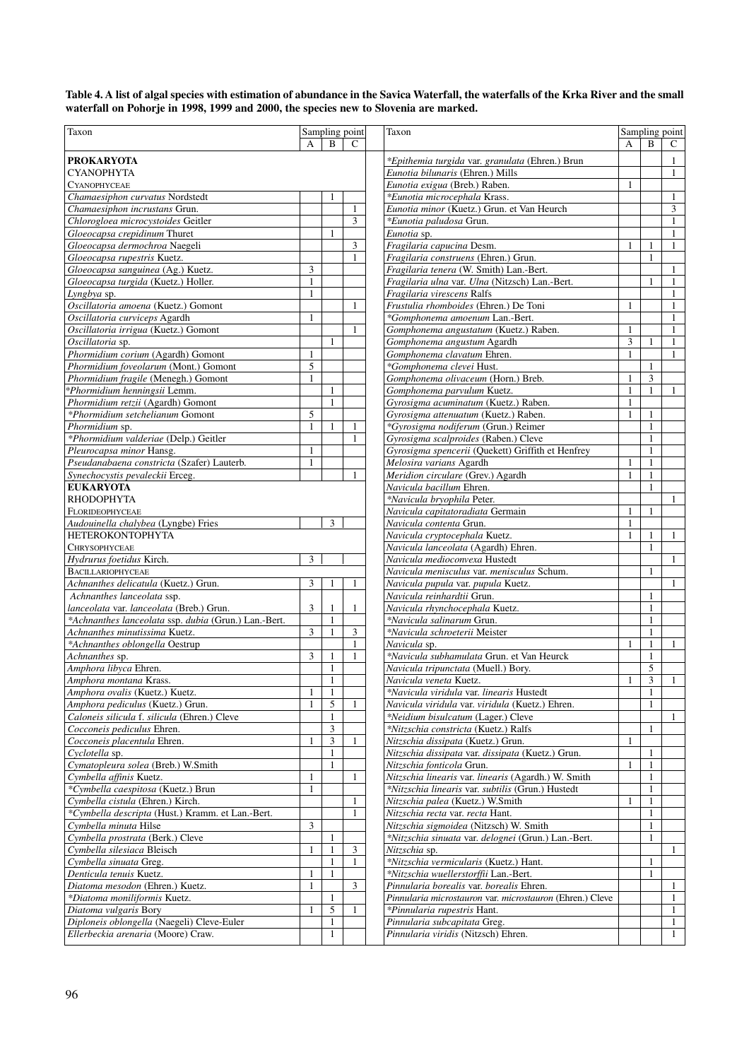**Table 4. A list of algal species with estimation of abundance in the Savica Waterfall, the waterfalls of the Krka River and the small waterfall on Pohorje in 1998, 1999 and 2000, the species new to Slovenia are marked.**

| Taxon | Sampling point | | |
|---|---|---|---|
| | A | B | C |
| **PROKARYOTA** | | | |
| CYANOPHYTA | | | |
| CYANOPHYCEAE | | | |
| *Chamaesiphon curvatus* Nordstedt | | 1 | |
| *Chamaesiphon incrustans* Grun. | | | 1 |
| *Chlorogloea microcystoides* Geitler | | | 3 |
| *Gloeocapsa crepidinum* Thuret | | 1 | |
| *Gloeocapsa dermochroa* Naegeli | | | 3 |
| *Gloeocapsa rupestris* Kuetz. | | | 1 |
| *Gloeocapsa sanguinea* (Ag.) Kuetz. | 3 | | |
| *Gloeocapsa turgida* (Kuetz.) Holler. | 1 | | |
| *Lyngbya* sp. | 1 | | |
| *Oscillatoria amoena* (Kuetz.) Gomont | | | 1 |
| *Oscillatoria curviceps* Agardh | 1 | | |
| *Oscillatoria irrigua* (Kuetz.) Gomont | | | 1 |
| *Oscillatoria* sp. | | 1 | |
| *Phormidium corium* (Agardh) Gomont | 1 | | |
| *Phormidium foveolarum* (Mont.) Gomont | 5 | | |
| *Phormidium fragile* (Menegh.) Gomont | 1 | | |
| **Phormidium henningsii* Lemm. | | 1 | |
| *Phormidium retzii* (Agardh) Gomont | | 1 | |
| **Phormidium setchelianum* Gomont | 5 | | |
| *Phormidium* sp. | 1 | 1 | 1 |
| **Phormidium valderiae* (Delp.) Geitler | | | 1 |
| *Pleurocapsa minor* Hansg. | 1 | | |
| *Pseudanabaena constricta* (Szafer) Lauterb. | 1 | | |
| *Synechocystis pevaleckii* Erceg. | | | 1 |
| **EUKARYOTA** | | | |
| RHODOPHYTA | | | |
| FLORIDEOPHYCEAE | | | |
| *Audouinella chalybea* (Lyngbe) Fries | | 3 | |
| HETEROKONTOPHYTA | | | |
| CHRYSOPHYCEAE | | | |
| *Hydrurus foetidus* Kirch. | 3 | | |
| BACILLARIOPHYCEAE | | | |
| *Achnanthes delicatula* (Kuetz.) Grun. | 3 | 1 | 1 |
| *Achnanthes lanceolata* ssp. *lanceolata* var. *lanceolata* (Breb.) Grun. | 3 | 1 | 1 |
| **Achnanthes lanceolata* ssp. *dubia* (Grun.) Lan.-Bert. | | 1 | |
| *Achnanthes minutissima* Kuetz. | 3 | 1 | 3 |
| **Achnanthes oblongella* Oestrup | | | 1 |
| *Achnanthes* sp. | 3 | 1 | 1 |
| *Amphora libyca* Ehren. | | 1 | |
| *Amphora montana* Krass. | | 1 | |
| *Amphora ovalis* (Kuetz.) Kuetz. | 1 | 1 | |
| *Amphora pediculus* (Kuetz.) Grun. | 1 | 5 | 1 |
| *Caloneis silicula* f. *silicula* (Ehren.) Cleve | | 1 | |
| *Cocconeis pediculus* Ehren. | | 3 | |
| *Cocconeis placentula* Ehren. | 1 | 3 | 1 |
| *Cyclotella* sp. | | 1 | |
| *Cymatopleura solea* (Breb.) W.Smith | | 1 | |
| *Cymbella affinis* Kuetz. | 1 | | 1 |
| **Cymbella caespitosa* (Kuetz.) Brun | 1 | | |
| *Cymbella cistula* (Ehren.) Kirch. | | | 1 |
| **Cymbella descripta* (Hust.) Kramm. et Lan.-Bert. | | | 1 |
| *Cymbella minuta* Hilse | 3 | | |
| *Cymbella prostrata* (Berk.) Cleve | | 1 | |
| *Cymbella silesiaca* Bleisch | 1 | 1 | 3 |
| *Cymbella sinuata* Greg. | | 1 | 1 |
| *Denticula tenuis* Kuetz. | 1 | 1 | |
| *Diatoma mesodon* (Ehren.) Kuetz. | 1 | | 3 |
| **Diatoma moniliformis* Kuetz. | | 1 | |
| *Diatoma vulgaris* Bory | 1 | 5 | 1 |
| *Diploneis oblongella* (Naegeli) Cleve-Euler | | 1 | |
| *Ellerbeckia arenaria* (Moore) Craw. | | 1 | |
| **Epithemia turgida* var. *granulata* (Ehren.) Brun | | | 1 |
| *Eunotia bilunaris* (Ehren.) Mills | | | 1 |
| *Eunotia exigua* (Breb.) Raben. | 1 | | |
| **Eunotia microcephala* Krass. | | | 1 |
| *Eunotia minor* (Kuetz.) Grun. et Van Heurch | | | 3 |
| **Eunotia paludosa* Grun. | | | 1 |
| *Eunotia* sp. | | | 1 |
| *Fragilaria capucina* Desm. | 1 | 1 | 1 |
| *Fragilaria construens* (Ehren.) Grun. | | 1 | |
| *Fragilaria tenera* (W. Smith) Lan.-Bert. | | | 1 |
| *Fragilaria ulna* var. *Ulna* (Nitzsch) Lan.-Bert. | | 1 | 1 |
| *Fragilaria virescens* Ralfs | | | 1 |
| *Frustulia rhomboides* (Ehren.) De Toni | 1 | | 1 |
| **Gomphonema amoenum* Lan.-Bert. | | | 1 |
| *Gomphonema angustatum* (Kuetz.) Raben. | 1 | | 1 |
| *Gomphonema angustum* Agardh | 3 | 1 | 1 |
| *Gomphonema clavatum* Ehren. | 1 | | 1 |
| **Gomphonema clevei* Hust. | | 1 | |
| *Gomphonema olivaceum* (Horn.) Breb. | 1 | 3 | |
| *Gomphonema parvulum* Kuetz. | 1 | 1 | 1 |
| *Gyrosigma acuminatum* (Kuetz.) Raben. | 1 | | |
| *Gyrosigma attenuatum* (Kuetz.) Raben. | 1 | 1 | |
| **Gyrosigma nodiferum* (Grun.) Reimer | | 1 | |
| *Gyrosigma scalproides* (Raben.) Cleve | | 1 | |
| *Gyrosigma spencerii* (Quekett) Griffith et Henfrey | | 1 | |
| *Melosira varians* Agardh | 1 | 1 | |
| *Meridion circulare* (Grev.) Agardh | 1 | 1 | |
| *Navicula bacillum* Ehren. | | 1 | |
| **Navicula bryophila* Peter. | | | 1 |
| *Navicula capitatoradiata* Germain | 1 | 1 | |
| *Navicula contenta* Grun. | 1 | | |
| *Navicula cryptocephala* Kuetz. | 1 | 1 | 1 |
| *Navicula lanceolata* (Agardh) Ehren. | | 1 | |
| *Navicula medioconvexa* Hustedt | | | 1 |
| *Navicula menisculus* var. *menisculus* Schum. | | 1 | |
| *Navicula pupula* var. *pupula* Kuetz. | | | 1 |
| *Navicula reinhardtii* Grun. | | 1 | |
| *Navicula rhynchocephala* Kuetz. | | 1 | |
| **Navicula salinarum* Grun. | | 1 | |
| **Navicula schroeterii* Meister | | 1 | |
| *Navicula* sp. | 1 | 1 | 1 |
| **Navicula subhamulata* Grun. et Van Heurck | | 1 | |
| *Navicula tripunctata* (Muell.) Bory. | | 5 | |
| *Navicula veneta* Kuetz. | 1 | 3 | 1 |
| **Navicula viridula* var. *linearis* Hustedt | | 1 | |
| *Navicula viridula* var. *viridula* (Kuetz.) Ehren. | | 1 | |
| **Neidium bisulcatum* (Lager.) Cleve | | | 1 |
| **Nitzschia constricta* (Kuetz.) Ralfs | | 1 | |
| *Nitzschia dissipata* (Kuetz.) Grun. | 1 | | |
| *Nitzschia dissipata* var. *dissipata* (Kuetz.) Grun. | | 1 | |
| *Nitzschia fonticola* Grun. | 1 | 1 | |
| *Nitzschia linearis* var. *linearis* (Agardh.) W. Smith | | 1 | |
| **Nitzschia linearis* var. *subtilis* (Grun.) Hustedt | | 1 | |
| *Nitzschia palea* (Kuetz.) W.Smith | 1 | 1 | |
| *Nitzschia recta* var. *recta* Hant. | | 1 | |
| *Nitzschia sigmoidea* (Nitzsch) W. Smith | | 1 | |
| **Nitzschia sinuata* var. *delognei* (Grun.) Lan.-Bert. | | 1 | |
| *Nitzschia* sp. | | | 1 |
| **Nitzschia vermicularis* (Kuetz.) Hant. | | 1 | |
| **Nitzschia wuellerstorffii* Lan.-Bert. | | 1 | |
| *Pinnularia borealis* var. *borealis* Ehren. | | | 1 |
| *Pinnularia microstauron* var. *microstauron* (Ehren.) Cleve | | | 1 |
| **Pinnularia rupestris* Hant. | | | 1 |
| *Pinnularia subcapitata* Greg. | | | 1 |
| *Pinnularia viridis* (Nitzsch) Ehren. | | | 1 |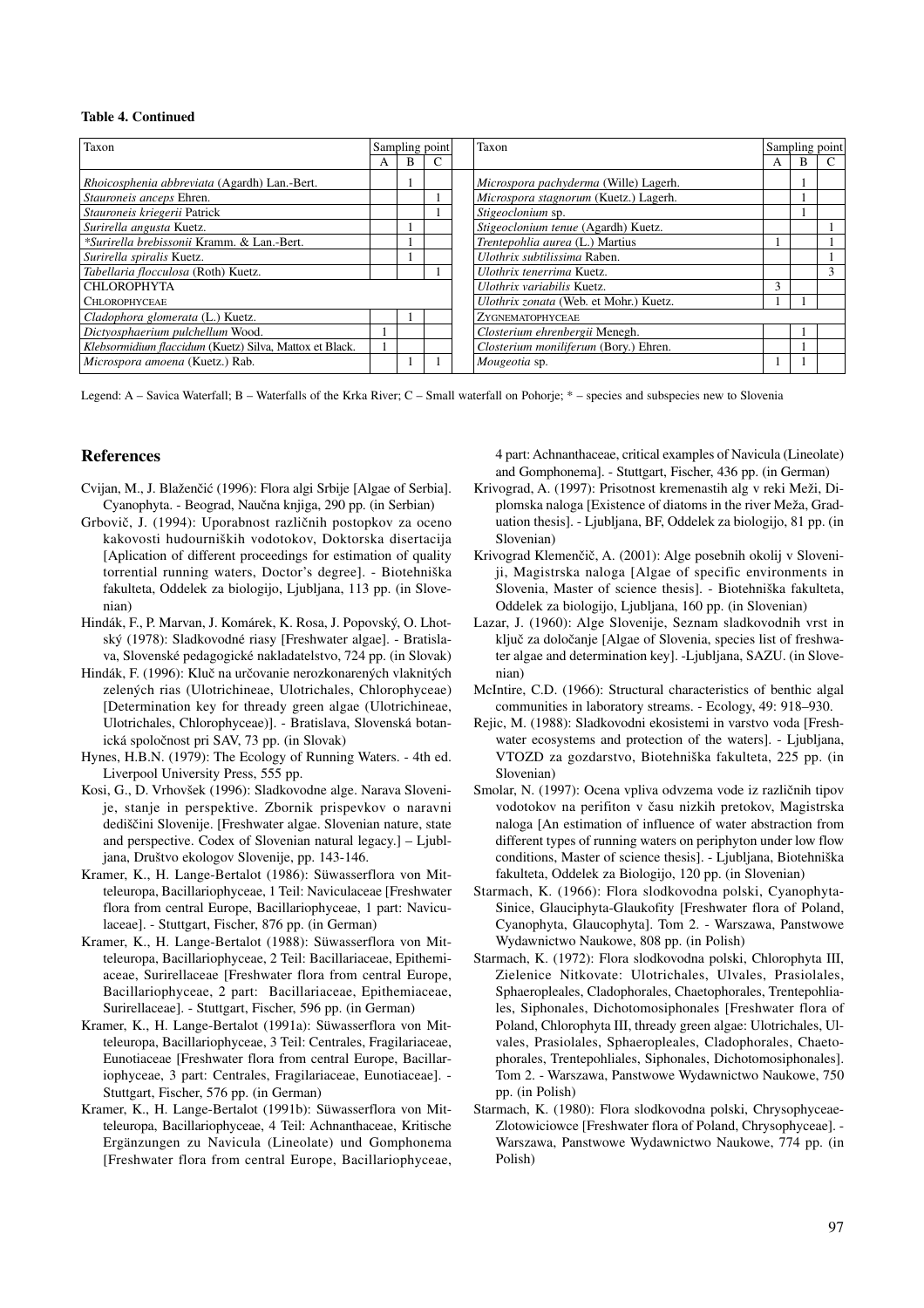**Table 4. Continued**

| Taxon | Sampling point | | | Taxon | Sampling point | | |
|---|---|---|---|---|---|---|---|
| | A | B | C | | A | B | C |
| *Rhoicosphenia abbreviata* (Agardh) Lan.-Bert. | | 1 | | *Microspora pachyderma* (Wille) Lagerh. | | 1 | |
| *Stauroneis anceps* Ehren. | | | 1 | *Microspora stagnorum* (Kuetz.) Lagerh. | | 1 | |
| *Stauroneis kriegerii* Patrick | | | 1 | *Stigeoclonium* sp. | | 1 | |
| *Surirella angusta* Kuetz. | | 1 | | *Stigeoclonium tenue* (Agardh) Kuetz. | | | 1 |
| **Surirella brebissonii* Kramm. & Lan.-Bert. | | 1 | | *Trentepohlia aurea* (L.) Martius | 1 | | 1 |
| *Surirella spiralis* Kuetz. | | 1 | | *Ulothrix subtilissima* Raben. | | | 1 |
| *Tabellaria flocculosa* (Roth) Kuetz. | | | 1 | *Ulothrix tenerrima* Kuetz. | | | 3 |
| CHLOROPHYTA | | | | *Ulothrix variabilis* Kuetz. | 3 | | |
| CHLOROPHYCEAE | | | | *Ulothrix zonata* (Web. et Mohr.) Kuetz. | 1 | 1 | |
| *Cladophora glomerata* (L.) Kuetz. | | 1 | | ZYGNEMATOPHYCEAE | | | |
| *Dictyosphaerium pulchellum* Wood. | 1 | | | *Closterium ehrenbergii* Menegh. | | 1 | |
| *Klebsormidium flaccidum* (Kuetz) Silva, Mattox et Black. | 1 | | | *Closterium moniliferum* (Bory.) Ehren. | | 1 | |
| *Microspora amoena* (Kuetz.) Rab. | | 1 | 1 | *Mougeotia* sp. | 1 | 1 | |

Legend: A – Savica Waterfall; B – Waterfalls of the Krka River; C – Small waterfall on Pohorje; * – species and subspecies new to Slovenia

## References

Cvijan, M., J. Blaženčić (1996): Flora algi Srbije [Algae of Serbia]. Cyanophyta. - Beograd, Naučna knjiga, 290 pp. (in Serbian)

Grbovič, J. (1994): Uporabnost različnih postopkov za oceno kakovosti hudourniških vodotokov, Doktorska disertacija [Aplication of different proceedings for estimation of quality torrential running waters, Doctor's degree]. - Biotehniška fakulteta, Oddelek za biologijo, Ljubljana, 113 pp. (in Slovenian)

Hindák, F., P. Marvan, J. Komárek, K. Rosa, J. Popovský, O. Lhotský (1978): Sladkovodné riasy [Freshwater algae]. - Bratislava, Slovenské pedagogické nakladatelstvo, 724 pp. (in Slovak)

Hindák, F. (1996): Kluč na určovanie nerozkonarených vlaknitých zelených rias (Ulotrichineae, Ulotrichales, Chlorophyceae) [Determination key for thready green algae (Ulotrichineae, Ulotrichales, Chlorophyceae)]. - Bratislava, Slovenská botanická spoločnost pri SAV, 73 pp. (in Slovak)

Hynes, H.B.N. (1979): The Ecology of Running Waters. - 4th ed. Liverpool University Press, 555 pp.

Kosi, G., D. Vrhovšek (1996): Sladkovodne alge. Narava Slovenije, stanje in perspektive. Zbornik prispevkov o naravni dediščini Slovenije. [Freshwater algae. Slovenian nature, state and perspective. Codex of Slovenian natural legacy.] – Ljubljana, Društvo ekologov Slovenije, pp. 143-146.

Kramer, K., H. Lange-Bertalot (1986): Süwasserflora von Mitteleuropa, Bacillariophyceae, 1 Teil: Naviculaceae [Freshwater flora from central Europe, Bacillariophyceae, 1 part: Naviculaceae]. - Stuttgart, Fischer, 876 pp. (in German)

Kramer, K., H. Lange-Bertalot (1988): Süwasserflora von Mitteleuropa, Bacillariophyceae, 2 Teil: Bacillariaceae, Epithemiaceae, Surirellaceae [Freshwater flora from central Europe, Bacillariophyceae, 2 part: Bacillariaceae, Epithemiaceae, Surirellaceae]. - Stuttgart, Fischer, 596 pp. (in German)

Kramer, K., H. Lange-Bertalot (1991a): Süwasserflora von Mitteleuropa, Bacillariophyceae, 3 Teil: Centrales, Fragilariaceae, Eunotiaceae [Freshwater flora from central Europe, Bacillariophyceae, 3 part: Centrales, Fragilariaceae, Eunotiaceae]. - Stuttgart, Fischer, 576 pp. (in German)

Kramer, K., H. Lange-Bertalot (1991b): Süwasserflora von Mitteleuropa, Bacillariophyceae, 4 Teil: Achnanthaceae, Kritische Ergänzungen zu Navicula (Lineolate) und Gomphonema [Freshwater flora from central Europe, Bacillariophyceae, 4 part: Achnanthaceae, critical examples of Navicula (Lineolate) and Gomphonema]. - Stuttgart, Fischer, 436 pp. (in German)

Krivograd, A. (1997): Prisotnost kremenastih alg v reki Meži, Diplomska naloga [Existence of diatoms in the river Meža, Graduation thesis]. - Ljubljana, BF, Oddelek za biologijo, 81 pp. (in Slovenian)

Krivograd Klemenčič, A. (2001): Alge posebnih okolij v Sloveniji, Magistrska naloga [Algae of specific environments in Slovenia, Master of science thesis]. - Biotehniška fakulteta, Oddelek za biologijo, Ljubljana, 160 pp. (in Slovenian)

Lazar, J. (1960): Alge Slovenije, Seznam sladkovodnih vrst in ključ za določanje [Algae of Slovenia, species list of freshwater algae and determination key]. -Ljubljana, SAZU. (in Slovenian)

McIntire, C.D. (1966): Structural characteristics of benthic algal communities in laboratory streams. - Ecology, 49: 918–930.

Rejic, M. (1988): Sladkovodni ekosistemi in varstvo voda [Freshwater ecosystems and protection of the waters]. - Ljubljana, VTOZD za gozdarstvo, Biotehniška fakulteta, 225 pp. (in Slovenian)

Smolar, N. (1997): Ocena vpliva odvzema vode iz različnih tipov vodotokov na perifiton v času nizkih pretokov, Magistrska naloga [An estimation of influence of water abstraction from different types of running waters on periphyton under low flow conditions, Master of science thesis]. - Ljubljana, Biotehniška fakulteta, Oddelek za Biologijo, 120 pp. (in Slovenian)

Starmach, K. (1966): Flora slodkovodna polski, Cyanophyta-Sinice, Glauciphyta-Glaukofity [Freshwater flora of Poland, Cyanophyta, Glaucophyta]. Tom 2. - Warszawa, Panstwowe Wydawnictwo Naukowe, 808 pp. (in Polish)

Starmach, K. (1972): Flora slodkovodna polski, Chlorophyta III, Zielenice Nitkovate: Ulotrichales, Ulvales, Prasiolales, Sphaeropleales, Cladophorales, Chaetophorales, Trentepohliales, Siphonales, Dichotomosiphonales [Freshwater flora of Poland, Chlorophyta III, thready green algae: Ulotrichales, Ulvales, Prasiolales, Sphaeropleales, Cladophorales, Chaetophorales, Trentepohliales, Siphonales, Dichotomosiphonales]. Tom 2. - Warszawa, Panstwowe Wydawnictwo Naukowe, 750 pp. (in Polish)

Starmach, K. (1980): Flora slodkovodna polski, Chrysophyceae-Zlotowiciowce [Freshwater flora of Poland, Chrysophyceae]. - Warszawa, Panstwowe Wydawnictwo Naukowe, 774 pp. (in Polish)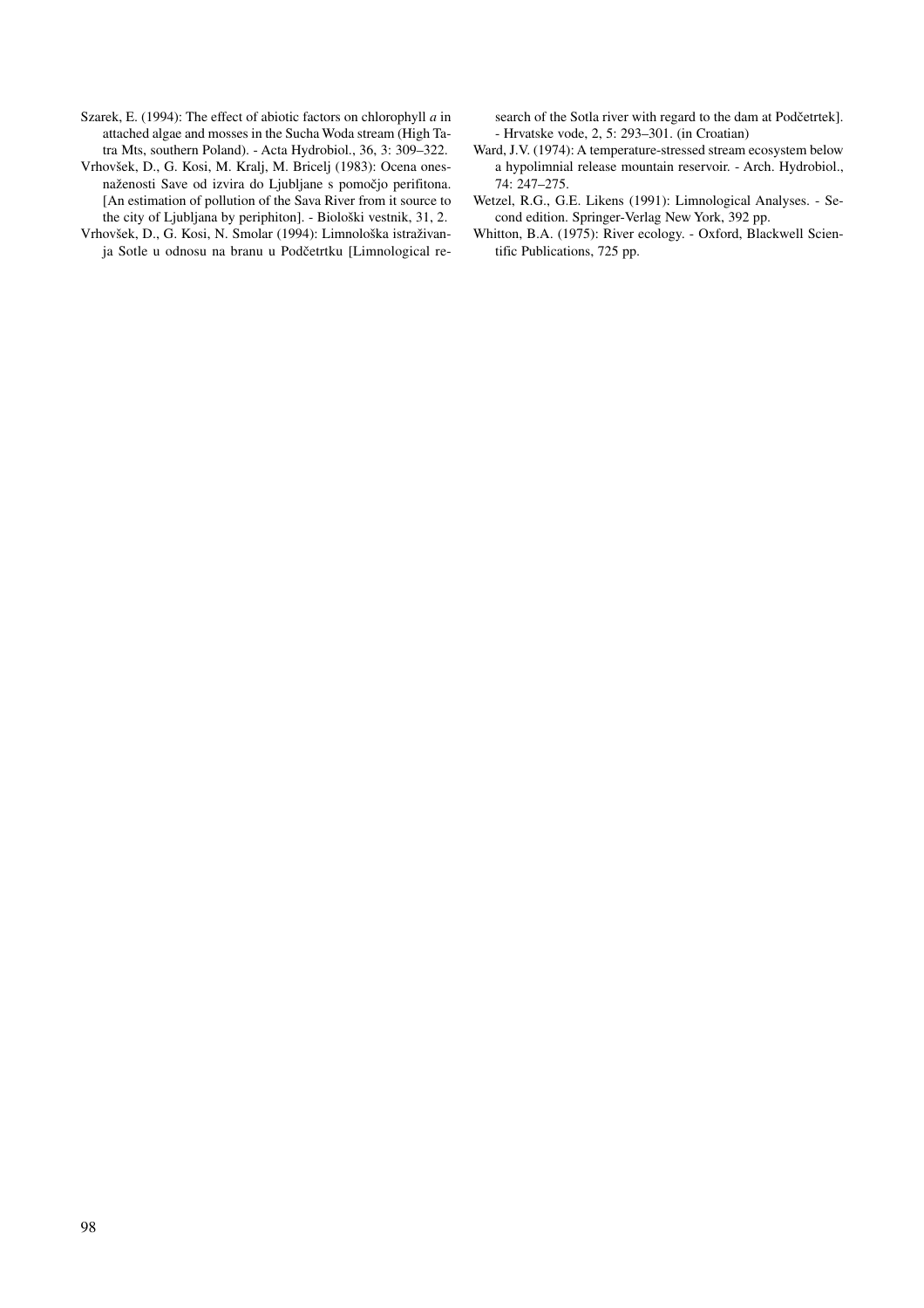Szarek, E. (1994): The effect of abiotic factors on chlorophyll *a* in attached algae and mosses in the Sucha Woda stream (High Tatra Mts, southern Poland). - Acta Hydrobiol., 36, 3: 309–322.

Vrhovšek, D., G. Kosi, M. Kralj, M. Bricelj (1983): Ocena onesnaženosti Save od izvira do Ljubljane s pomočjo perifitona. [An estimation of pollution of the Sava River from it source to the city of Ljubljana by periphiton]. - Biološki vestnik, 31, 2.

Vrhovšek, D., G. Kosi, N. Smolar (1994): Limnološka istraživanja Sotle u odnosu na branu u Podčetrtku [Limnological research of the Sotla river with regard to the dam at Podčetrtek]. - Hrvatske vode, 2, 5: 293–301. (in Croatian)

Ward, J.V. (1974): A temperature-stressed stream ecosystem below a hypolimnial release mountain reservoir. - Arch. Hydrobiol., 74: 247–275.

Wetzel, R.G., G.E. Likens (1991): Limnological Analyses. - Second edition. Springer-Verlag New York, 392 pp.

Whitton, B.A. (1975): River ecology. - Oxford, Blackwell Scientific Publications, 725 pp.